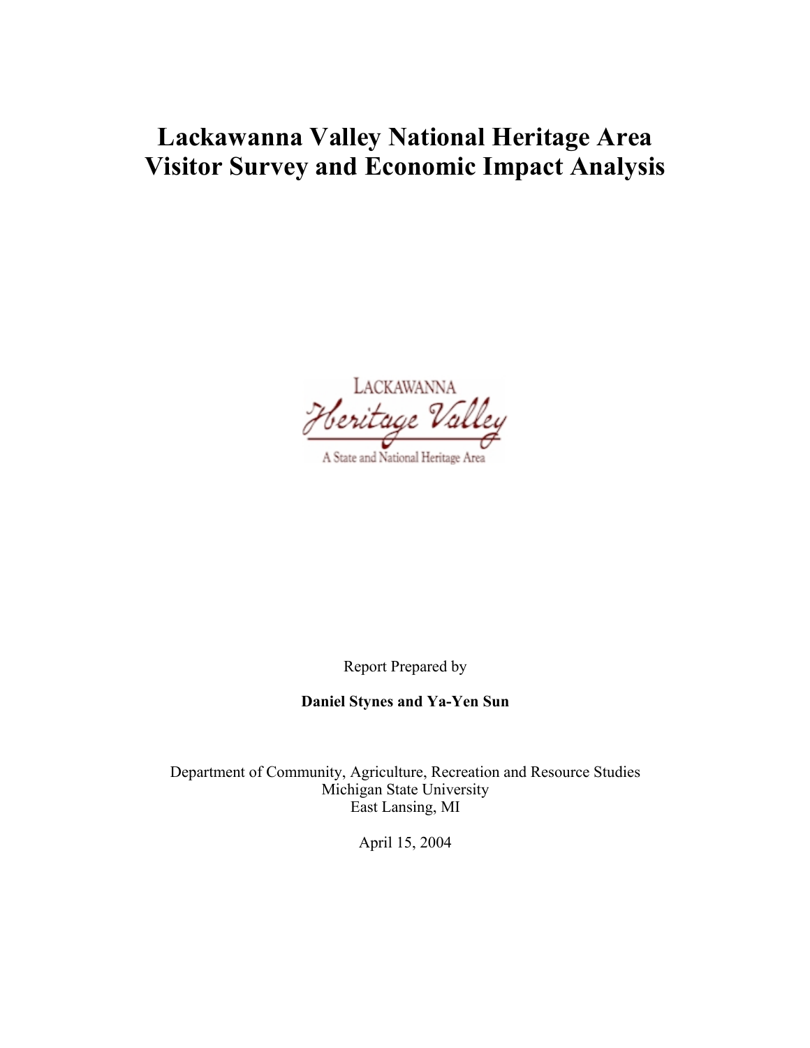# Lackawanna Valley National Heritage Area
# Visitor Survey and Economic Impact Analysis

LACKAWANNA

Heritage Valley

A State and National Heritage Area

Report Prepared by

**Daniel Stynes and Ya-Yen Sun**

Department of Community, Agriculture, Recreation and Resource Studies
Michigan State University
East Lansing, MI

April 15, 2004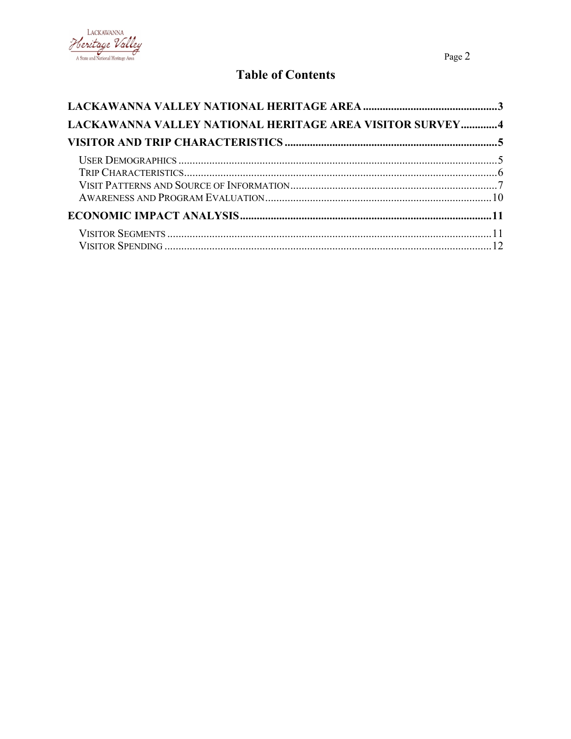# Table of Contents

**LACKAWANNA VALLEY NATIONAL HERITAGE AREA** ............................................. **3**

**LACKAWANNA VALLEY NATIONAL HERITAGE AREA VISITOR SURVEY** ............. **4**

**VISITOR AND TRIP CHARACTERISTICS** ............................................. **5**

- User Demographics ............................................. 5
- Trip Characteristics ............................................. 6
- Visit Patterns and Source of Information ............................................. 7
- Awareness and Program Evaluation ............................................. 10

**ECONOMIC IMPACT ANALYSIS** ............................................. **11**

- Visitor Segments ............................................. 11
- Visitor Spending ............................................. 12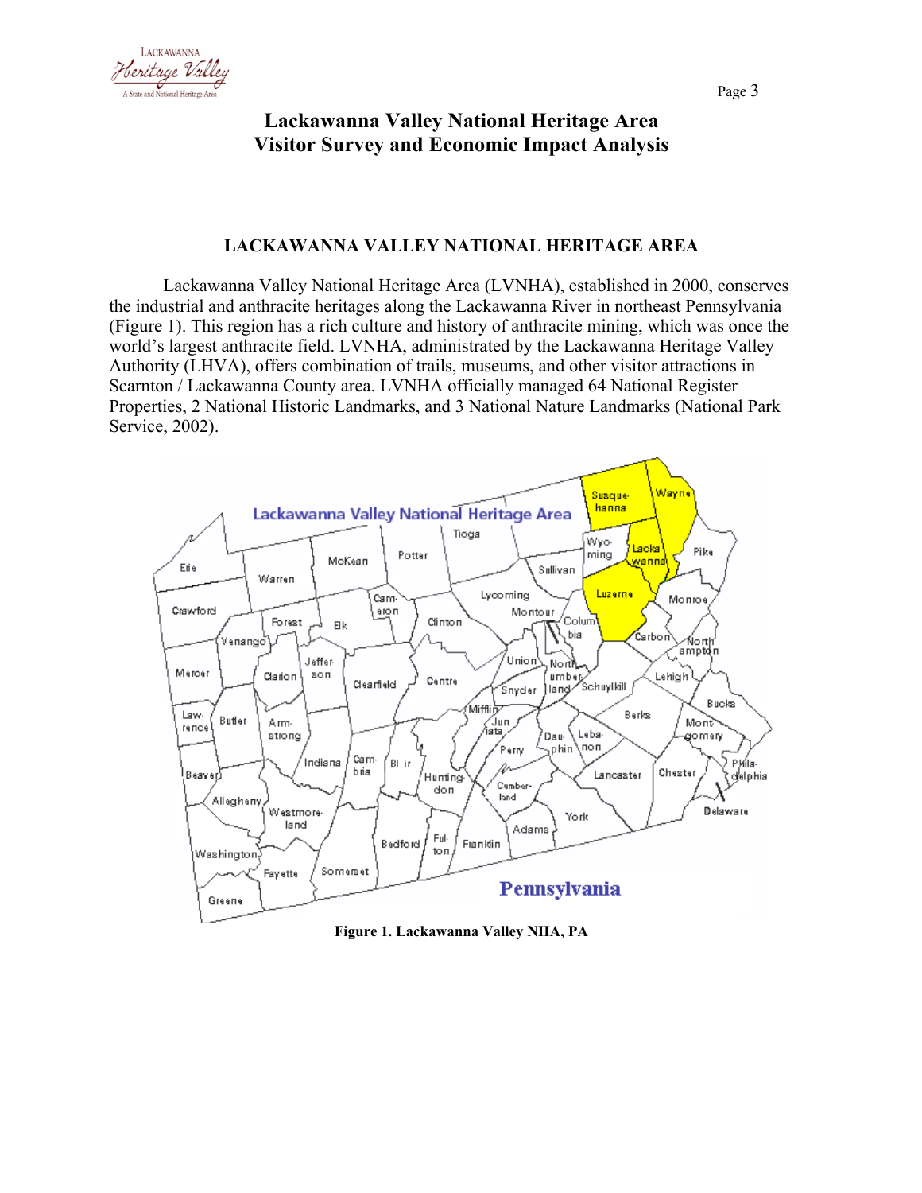# Lackawanna Valley National Heritage Area Visitor Survey and Economic Impact Analysis

## LACKAWANNA VALLEY NATIONAL HERITAGE AREA

Lackawanna Valley National Heritage Area (LVNHA), established in 2000, conserves the industrial and anthracite heritages along the Lackawanna River in northeast Pennsylvania (Figure 1). This region has a rich culture and history of anthracite mining, which was once the world's largest anthracite field. LVNHA, administrated by the Lackawanna Heritage Valley Authority (LHVA), offers combination of trails, museums, and other visitor attractions in Scarnton / Lackawanna County area. LVNHA officially managed 64 National Register Properties, 2 National Historic Landmarks, and 3 National Nature Landmarks (National Park Service, 2002).

**Figure 1. Lackawanna Valley NHA, PA**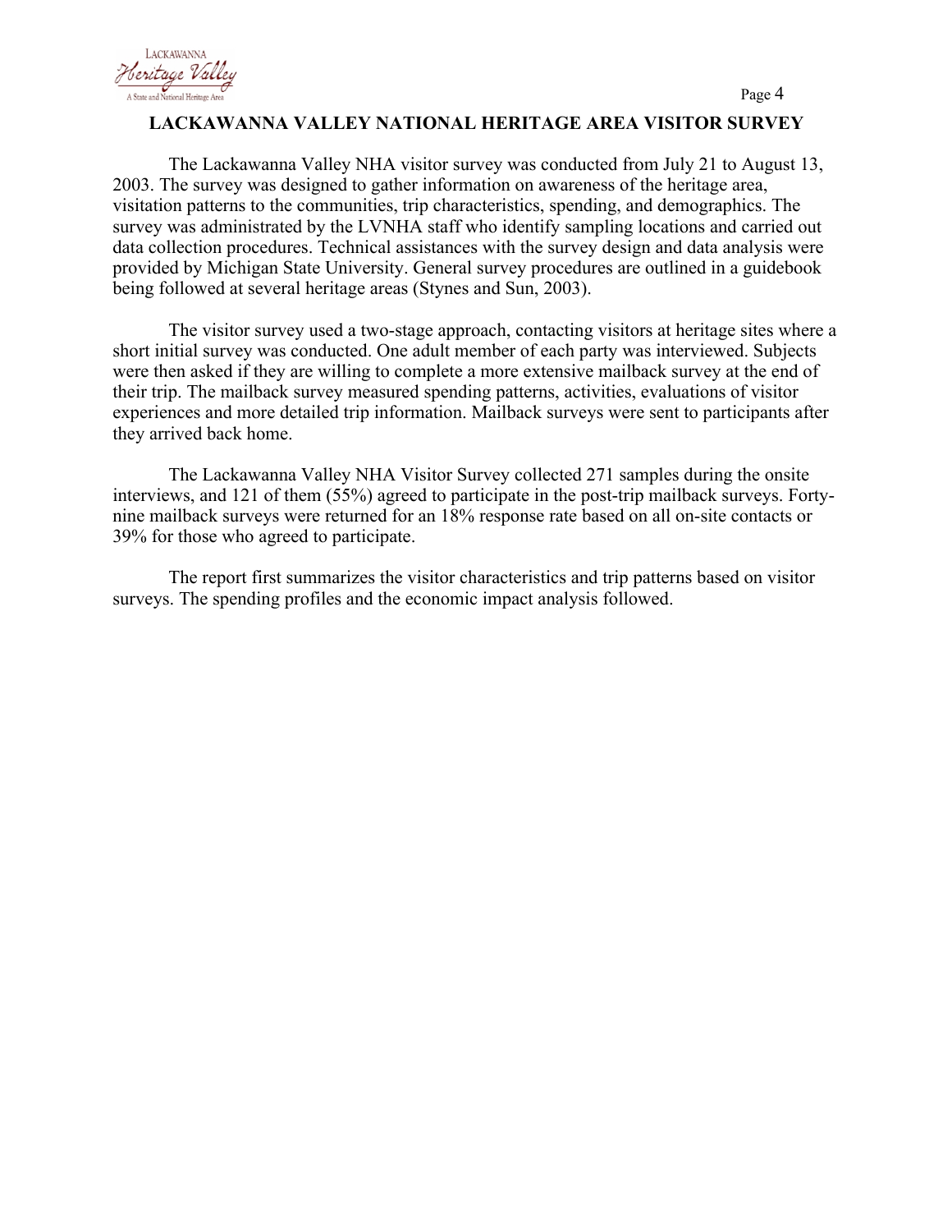## LACKAWANNA VALLEY NATIONAL HERITAGE AREA VISITOR SURVEY

The Lackawanna Valley NHA visitor survey was conducted from July 21 to August 13, 2003. The survey was designed to gather information on awareness of the heritage area, visitation patterns to the communities, trip characteristics, spending, and demographics. The survey was administrated by the LVNHA staff who identify sampling locations and carried out data collection procedures. Technical assistances with the survey design and data analysis were provided by Michigan State University. General survey procedures are outlined in a guidebook being followed at several heritage areas (Stynes and Sun, 2003).

The visitor survey used a two-stage approach, contacting visitors at heritage sites where a short initial survey was conducted. One adult member of each party was interviewed. Subjects were then asked if they are willing to complete a more extensive mailback survey at the end of their trip. The mailback survey measured spending patterns, activities, evaluations of visitor experiences and more detailed trip information. Mailback surveys were sent to participants after they arrived back home.

The Lackawanna Valley NHA Visitor Survey collected 271 samples during the onsite interviews, and 121 of them (55%) agreed to participate in the post-trip mailback surveys. Forty-nine mailback surveys were returned for an 18% response rate based on all on-site contacts or 39% for those who agreed to participate.

The report first summarizes the visitor characteristics and trip patterns based on visitor surveys. The spending profiles and the economic impact analysis followed.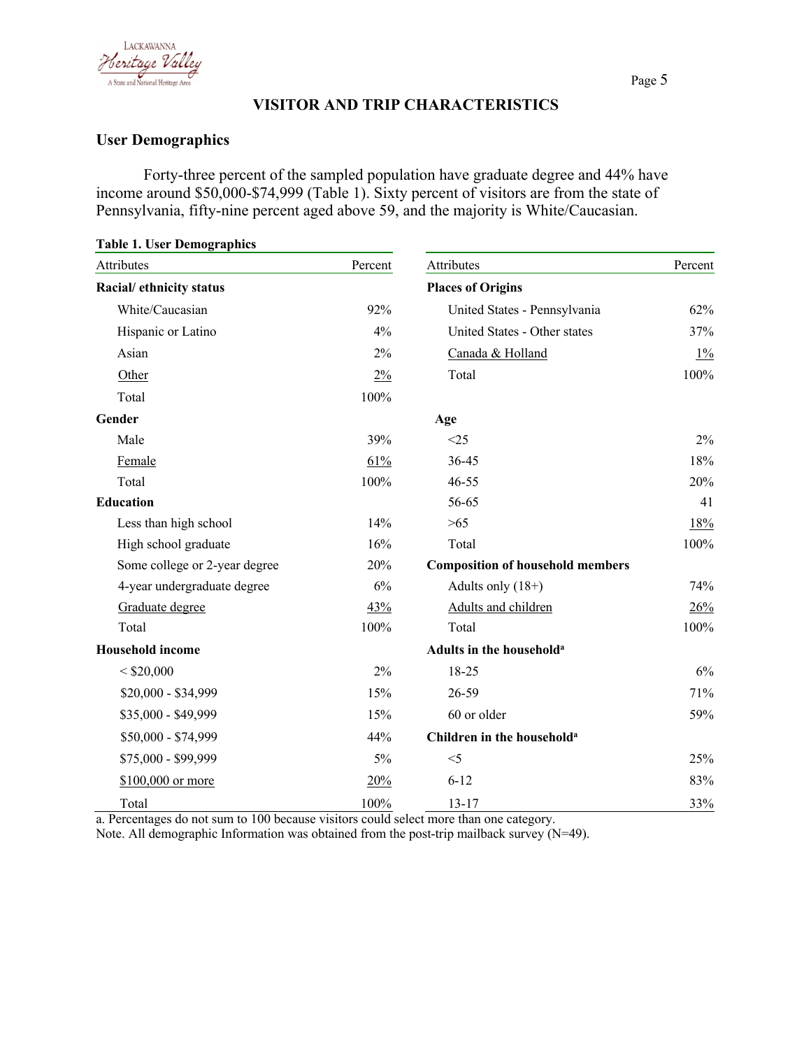# VISITOR AND TRIP CHARACTERISTICS

## User Demographics

Forty-three percent of the sampled population have graduate degree and 44% have income around $50,000-$74,999 (Table 1). Sixty percent of visitors are from the state of Pennsylvania, fifty-nine percent aged above 59, and the majority is White/Caucasian.

**Table 1. User Demographics**

| Attributes | Percent | Attributes | Percent |
|---|---|---|---|
| **Racial/ ethnicity status** | | **Places of Origins** | |
| White/Caucasian | 92% | United States - Pennsylvania | 62% |
| Hispanic or Latino | 4% | United States - Other states | 37% |
| Asian | 2% | Canada & Holland | 1% |
| Other | 2% | Total | 100% |
| Total | 100% | | |
| **Gender** | | **Age** | |
| Male | 39% | <25 | 2% |
| Female | 61% | 36-45 | 18% |
| Total | 100% | 46-55 | 20% |
| **Education** | | 56-65 | 41 |
| Less than high school | 14% | >65 | 18% |
| High school graduate | 16% | Total | 100% |
| Some college or 2-year degree | 20% | **Composition of household members** | |
| 4-year undergraduate degree | 6% | Adults only (18+) | 74% |
| Graduate degree | 43% | Adults and children | 26% |
| Total | 100% | Total | 100% |
| **Household income** | | **Adults in the household[a]** | |
| < $20,000 | 2% | 18-25 | 6% |
| $20,000 - $34,999 | 15% | 26-59 | 71% |
| $35,000 - $49,999 | 15% | 60 or older | 59% |
| $50,000 - $74,999 | 44% | **Children in the household[a]** | |
| $75,000 - $99,999 | 5% | <5 | 25% |
| $100,000 or more | 20% | 6-12 | 83% |
| Total | 100% | 13-17 | 33% |

a. Percentages do not sum to 100 because visitors could select more than one category.
Note. All demographic Information was obtained from the post-trip mailback survey (N=49).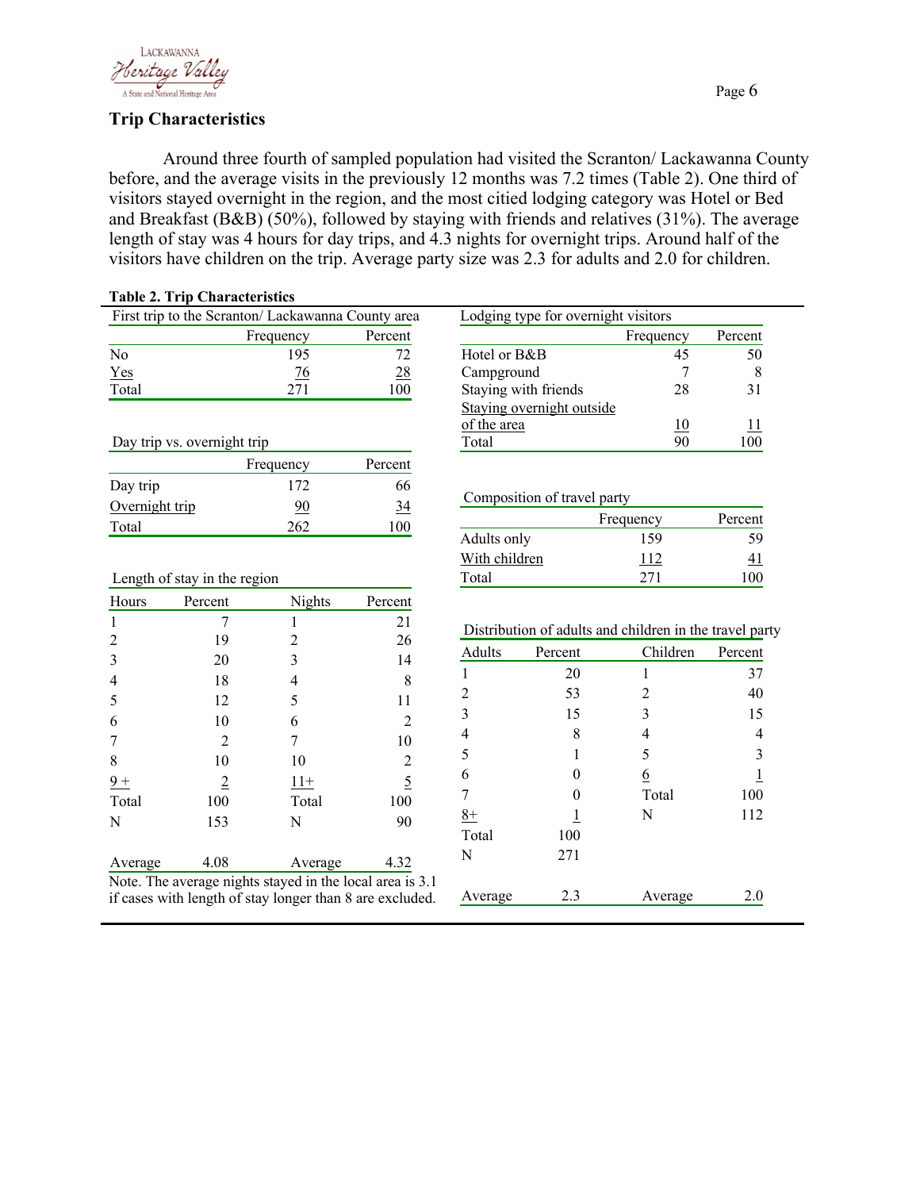## Trip Characteristics

Around three fourth of sampled population had visited the Scranton/ Lackawanna County before, and the average visits in the previously 12 months was 7.2 times (Table 2). One third of visitors stayed overnight in the region, and the most citied lodging category was Hotel or Bed and Breakfast (B&B) (50%), followed by staying with friends and relatives (31%). The average length of stay was 4 hours for day trips, and 4.3 nights for overnight trips. Around half of the visitors have children on the trip. Average party size was 2.3 for adults and 2.0 for children.

**Table 2. Trip Characteristics**

First trip to the Scranton/ Lackawanna County area

| | Frequency | Percent |
|---|---|---|
| No | 195 | 72 |
| Yes | 76 | 28 |
| Total | 271 | 100 |

Day trip vs. overnight trip

| | Frequency | Percent |
|---|---|---|
| Day trip | 172 | 66 |
| Overnight trip | 90 | 34 |
| Total | 262 | 100 |

Length of stay in the region

| Hours | Percent | Nights | Percent |
|---|---|---|---|
| 1 | 7 | 1 | 21 |
| 2 | 19 | 2 | 26 |
| 3 | 20 | 3 | 14 |
| 4 | 18 | 4 | 8 |
| 5 | 12 | 5 | 11 |
| 6 | 10 | 6 | 2 |
| 7 | 2 | 7 | 10 |
| 8 | 10 | 10 | 2 |
| 9 + | 2 | 11+ | 5 |
| Total | 100 | Total | 100 |
| N | 153 | N | 90 |
| Average | 4.08 | Average | 4.32 |

Note. The average nights stayed in the local area is 3.1 if cases with length of stay longer than 8 are excluded.

Lodging type for overnight visitors

| | Frequency | Percent |
|---|---|---|
| Hotel or B&B | 45 | 50 |
| Campground | 7 | 8 |
| Staying with friends | 28 | 31 |
| Staying overnight outside of the area | 10 | 11 |
| Total | 90 | 100 |

Composition of travel party

| | Frequency | Percent |
|---|---|---|
| Adults only | 159 | 59 |
| With children | 112 | 41 |
| Total | 271 | 100 |

Distribution of adults and children in the travel party

| Adults | Percent | Children | Percent |
|---|---|---|---|
| 1 | 20 | 1 | 37 |
| 2 | 53 | 2 | 40 |
| 3 | 15 | 3 | 15 |
| 4 | 8 | 4 | 4 |
| 5 | 1 | 5 | 3 |
| 6 | 0 | 6 | 1 |
| 7 | 0 | Total | 100 |
| 8+ | 1 | N | 112 |
| Total | 100 | | |
| N | 271 | | |
| Average | 2.3 | Average | 2.0 |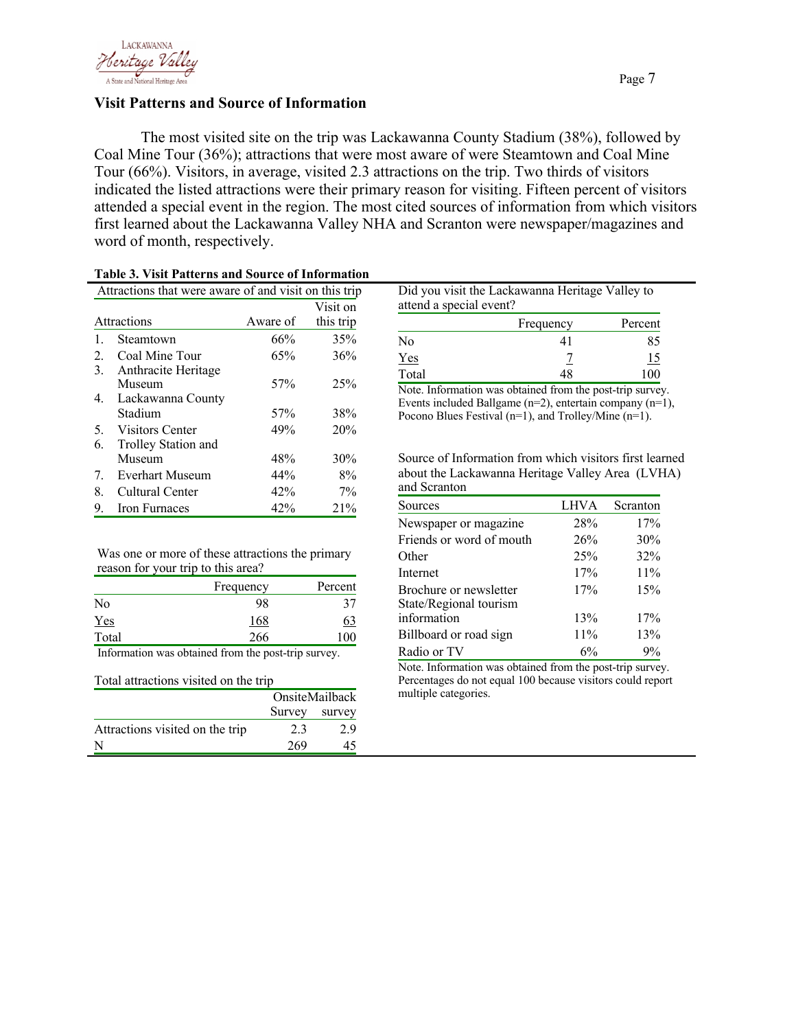## Visit Patterns and Source of Information

The most visited site on the trip was Lackawanna County Stadium (38%), followed by Coal Mine Tour (36%); attractions that were most aware of were Steamtown and Coal Mine Tour (66%). Visitors, in average, visited 2.3 attractions on the trip. Two thirds of visitors indicated the listed attractions were their primary reason for visiting. Fifteen percent of visitors attended a special event in the region. The most cited sources of information from which visitors first learned about the Lackawanna Valley NHA and Scranton were newspaper/magazines and word of month, respectively.

**Table 3. Visit Patterns and Source of Information**

Attractions that were aware of and visit on this trip

| Attractions | Aware of | Visit on this trip |
|---|---|---|
| 1. Steamtown | 66% | 35% |
| 2. Coal Mine Tour | 65% | 36% |
| 3. Anthracite Heritage Museum | 57% | 25% |
| 4. Lackawanna County Stadium | 57% | 38% |
| 5. Visitors Center | 49% | 20% |
| 6. Trolley Station and Museum | 48% | 30% |
| 7. Everhart Museum | 44% | 8% |
| 8. Cultural Center | 42% | 7% |
| 9. Iron Furnaces | 42% | 21% |

Was one or more of these attractions the primary reason for your trip to this area?

| | Frequency | Percent |
|---|---|---|
| No | 98 | 37 |
| Yes | 168 | 63 |
| Total | 266 | 100 |

Information was obtained from the post-trip survey.

Total attractions visited on the trip

| | Onsite Survey | Mailback survey |
|---|---|---|
| Attractions visited on the trip | 2.3 | 2.9 |
| N | 269 | 45 |

Did you visit the Lackawanna Heritage Valley to attend a special event?

| | Frequency | Percent |
|---|---|---|
| No | 41 | 85 |
| Yes | 7 | 15 |
| Total | 48 | 100 |

Note. Information was obtained from the post-trip survey. Events included Ballgame (n=2), entertain company (n=1), Pocono Blues Festival (n=1), and Trolley/Mine (n=1).

Source of Information from which visitors first learned about the Lackawanna Heritage Valley Area (LVHA) and Scranton

| Sources | LHVA | Scranton |
|---|---|---|
| Newspaper or magazine | 28% | 17% |
| Friends or word of mouth | 26% | 30% |
| Other | 25% | 32% |
| Internet | 17% | 11% |
| Brochure or newsletter | 17% | 15% |
| State/Regional tourism information | 13% | 17% |
| Billboard or road sign | 11% | 13% |
| Radio or TV | 6% | 9% |

Note. Information was obtained from the post-trip survey. Percentages do not equal 100 because visitors could report multiple categories.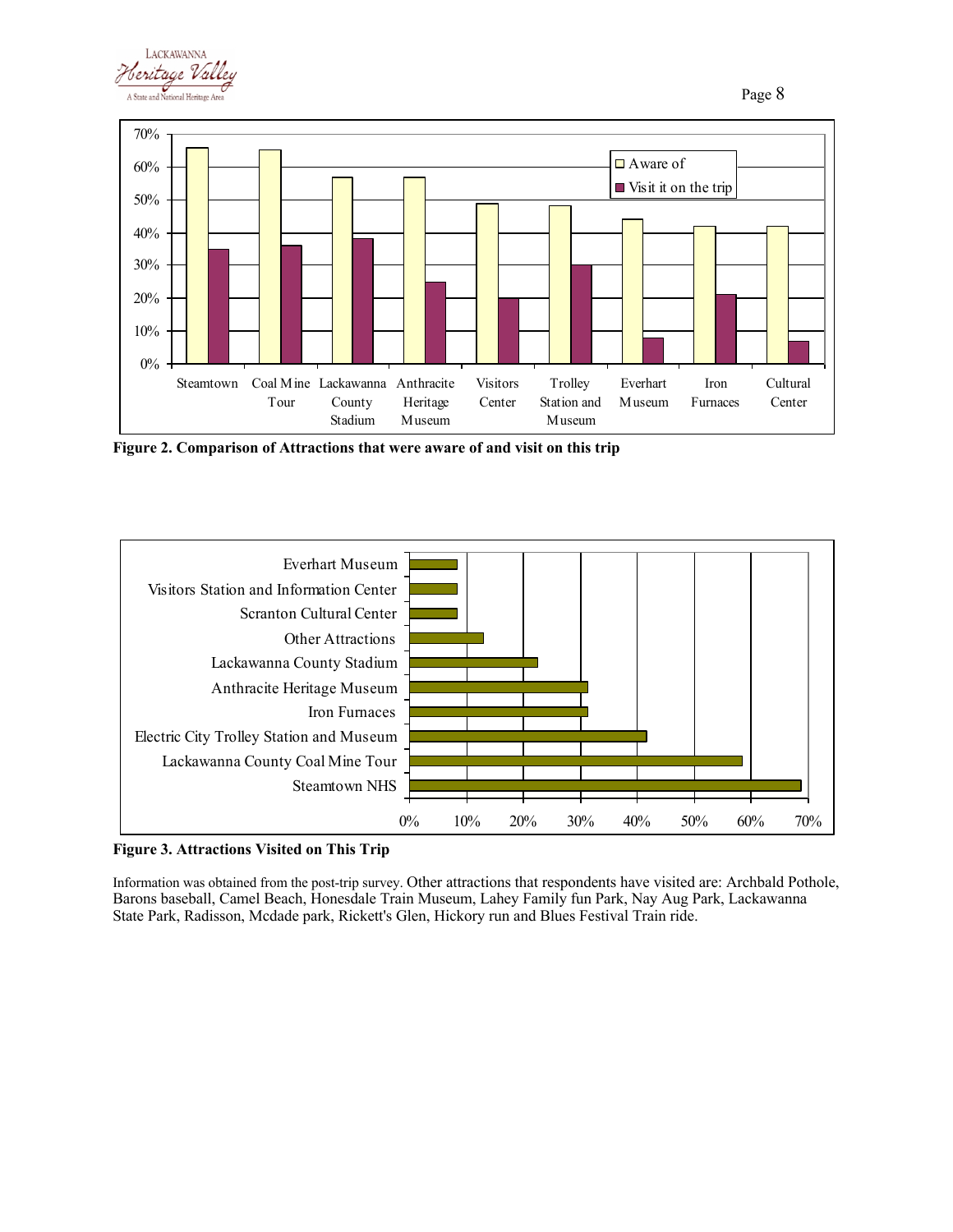**Figure 2. Comparison of Attractions that were aware of and visit on this trip**

**Figure 3. Attractions Visited on This Trip**

Information was obtained from the post-trip survey. Other attractions that respondents have visited are: Archbald Pothole, Barons baseball, Camel Beach, Honesdale Train Museum, Lahey Family fun Park, Nay Aug Park, Lackawanna State Park, Radisson, Mcdade park, Rickett's Glen, Hickory run and Blues Festival Train ride.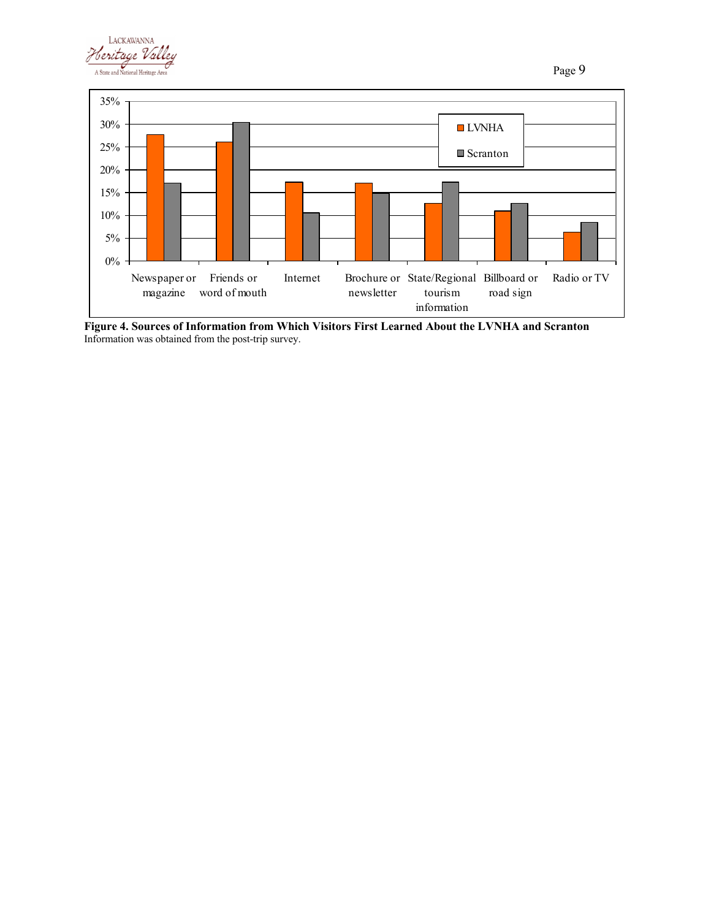**Figure 4. Sources of Information from Which Visitors First Learned About the LVNHA and Scranton**
Information was obtained from the post-trip survey.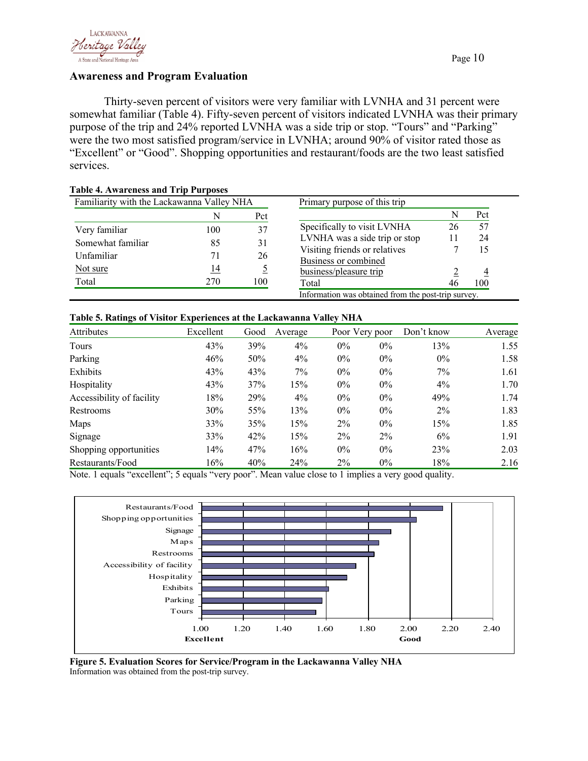## Awareness and Program Evaluation

Thirty-seven percent of visitors were very familiar with LVNHA and 31 percent were somewhat familiar (Table 4). Fifty-seven percent of visitors indicated LVNHA was their primary purpose of the trip and 24% reported LVNHA was a side trip or stop. "Tours" and "Parking" were the two most satisfied program/service in LVNHA; around 90% of visitor rated those as "Excellent" or "Good". Shopping opportunities and restaurant/foods are the two least satisfied services.

**Table 4. Awareness and Trip Purposes**

| Familiarity with the Lackawanna Valley NHA | N | Pct |
|---|---|---|
| Very familiar | 100 | 37 |
| Somewhat familiar | 85 | 31 |
| Unfamiliar | 71 | 26 |
| Not sure | 14 | 5 |
| Total | 270 | 100 |

| Primary purpose of this trip | N | Pct |
|---|---|---|
| Specifically to visit LVNHA | 26 | 57 |
| LVNHA was a side trip or stop | 11 | 24 |
| Visiting friends or relatives | 7 | 15 |
| Business or combined business/pleasure trip | 2 | 4 |
| Total | 46 | 100 |

Information was obtained from the post-trip survey.

**Table 5. Ratings of Visitor Experiences at the Lackawanna Valley NHA**

| Attributes | Excellent | Good | Average | Poor | Very poor | Don't know | Average |
|---|---|---|---|---|---|---|---|
| Tours | 43% | 39% | 4% | 0% | 0% | 13% | 1.55 |
| Parking | 46% | 50% | 4% | 0% | 0% | 0% | 1.58 |
| Exhibits | 43% | 43% | 7% | 0% | 0% | 7% | 1.61 |
| Hospitality | 43% | 37% | 15% | 0% | 0% | 4% | 1.70 |
| Accessibility of facility | 18% | 29% | 4% | 0% | 0% | 49% | 1.74 |
| Restrooms | 30% | 55% | 13% | 0% | 0% | 2% | 1.83 |
| Maps | 33% | 35% | 15% | 2% | 0% | 15% | 1.85 |
| Signage | 33% | 42% | 15% | 2% | 2% | 6% | 1.91 |
| Shopping opportunities | 14% | 47% | 16% | 0% | 0% | 23% | 2.03 |
| Restaurants/Food | 16% | 40% | 24% | 2% | 0% | 18% | 2.16 |

Note. 1 equals "excellent"; 5 equals "very poor". Mean value close to 1 implies a very good quality.

| Service/Program | Score |
|---|---|
| Restaurants/Food | 2.16 |
| Shopping opportunities | 2.03 |
| Signage | 1.91 |
| Maps | 1.85 |
| Restrooms | 1.83 |
| Accessibility of facility | 1.74 |
| Hospitality | 1.70 |
| Exhibits | 1.61 |
| Parking | 1.58 |
| Tours | 1.55 |

Scale: 1.00 (Excellent) – 2.00 (Good) – 2.40

**Figure 5. Evaluation Scores for Service/Program in the Lackawanna Valley NHA**
Information was obtained from the post-trip survey.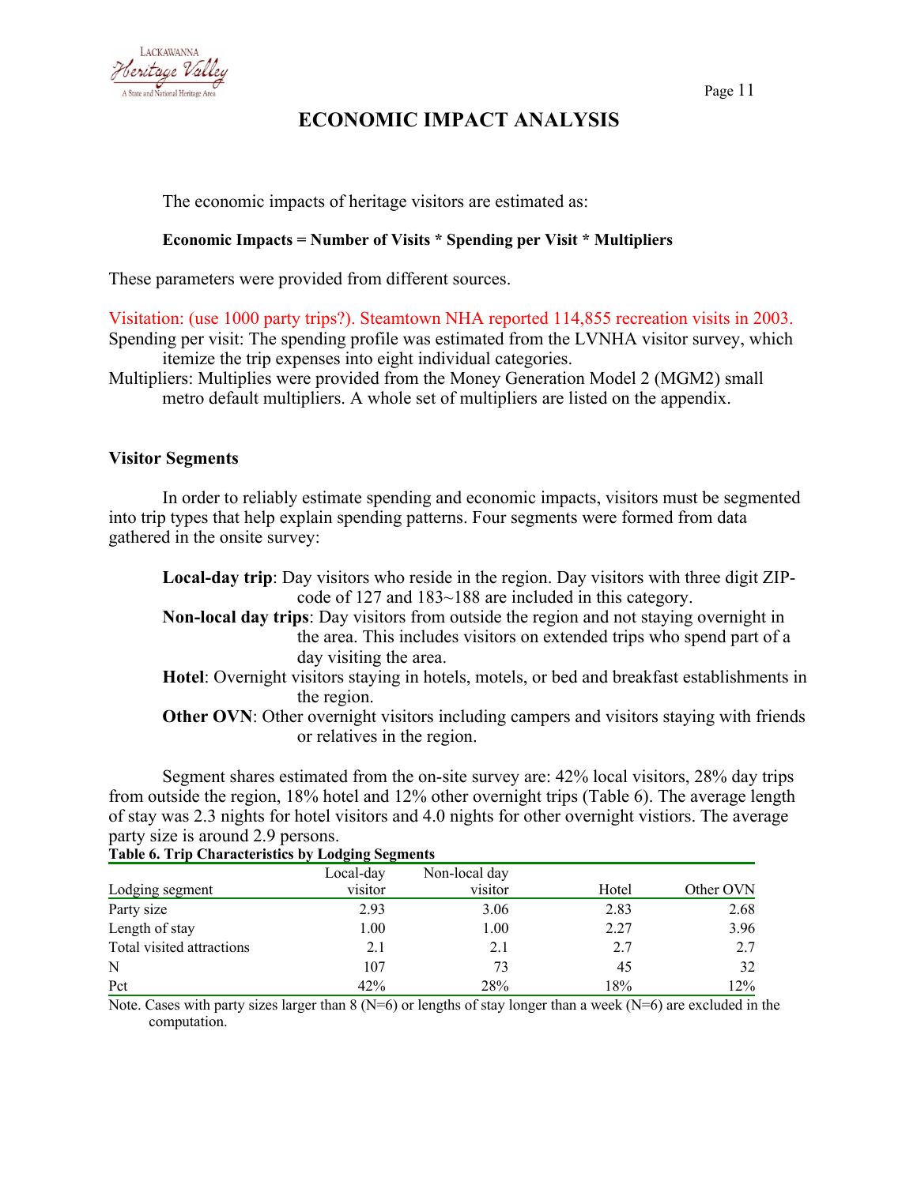# ECONOMIC IMPACT ANALYSIS

The economic impacts of heritage visitors are estimated as:

**Economic Impacts = Number of Visits * Spending per Visit * Multipliers**

These parameters were provided from different sources.

Visitation: (use 1000 party trips?). Steamtown NHA reported 114,855 recreation visits in 2003.

Spending per visit: The spending profile was estimated from the LVNHA visitor survey, which itemize the trip expenses into eight individual categories.

Multipliers: Multiplies were provided from the Money Generation Model 2 (MGM2) small metro default multipliers. A whole set of multipliers are listed on the appendix.

### Visitor Segments

In order to reliably estimate spending and economic impacts, visitors must be segmented into trip types that help explain spending patterns. Four segments were formed from data gathered in the onsite survey:

**Local-day trip**: Day visitors who reside in the region. Day visitors with three digit ZIP-code of 127 and 183~188 are included in this category.

**Non-local day trips**: Day visitors from outside the region and not staying overnight in the area. This includes visitors on extended trips who spend part of a day visiting the area.

**Hotel**: Overnight visitors staying in hotels, motels, or bed and breakfast establishments in the region.

**Other OVN**: Other overnight visitors including campers and visitors staying with friends or relatives in the region.

Segment shares estimated from the on-site survey are: 42% local visitors, 28% day trips from outside the region, 18% hotel and 12% other overnight trips (Table 6). The average length of stay was 2.3 nights for hotel visitors and 4.0 nights for other overnight vistiors. The average party size is around 2.9 persons.

**Table 6. Trip Characteristics by Lodging Segments**

| Lodging segment | Local-day visitor | Non-local day visitor | Hotel | Other OVN |
|---|---|---|---|---|
| Party size | 2.93 | 3.06 | 2.83 | 2.68 |
| Length of stay | 1.00 | 1.00 | 2.27 | 3.96 |
| Total visited attractions | 2.1 | 2.1 | 2.7 | 2.7 |
| N | 107 | 73 | 45 | 32 |
| Pct | 42% | 28% | 18% | 12% |

Note. Cases with party sizes larger than 8 (N=6) or lengths of stay longer than a week (N=6) are excluded in the computation.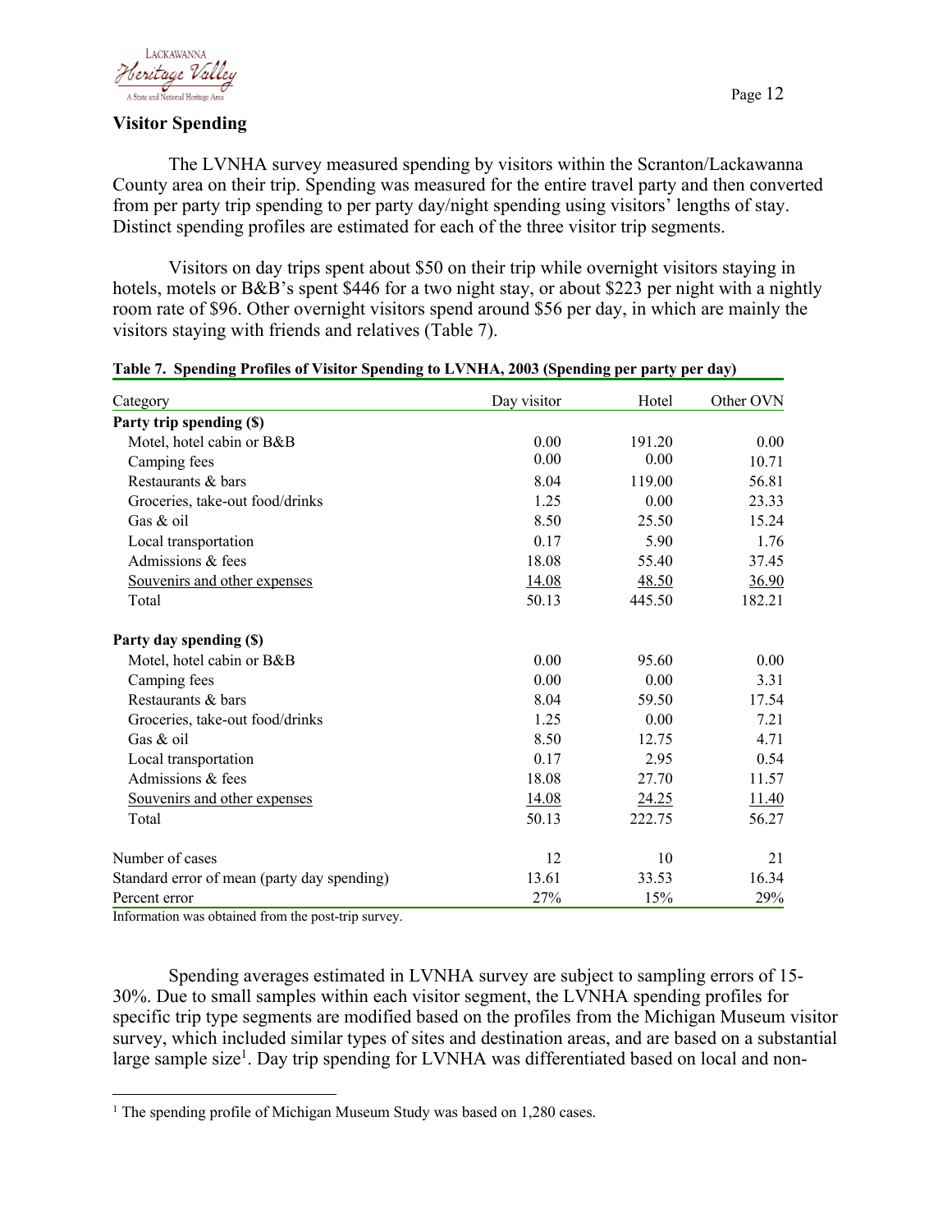## Visitor Spending

The LVNHA survey measured spending by visitors within the Scranton/Lackawanna County area on their trip. Spending was measured for the entire travel party and then converted from per party trip spending to per party day/night spending using visitors' lengths of stay. Distinct spending profiles are estimated for each of the three visitor trip segments.

Visitors on day trips spent about $50 on their trip while overnight visitors staying in hotels, motels or B&B's spent $446 for a two night stay, or about $223 per night with a nightly room rate of $96. Other overnight visitors spend around $56 per day, in which are mainly the visitors staying with friends and relatives (Table 7).

**Table 7. Spending Profiles of Visitor Spending to LVNHA, 2003 (Spending per party per day)**

| Category | Day visitor | Hotel | Other OVN |
|---|---|---|---|
| **Party trip spending ($)** | | | |
| Motel, hotel cabin or B&B | 0.00 | 191.20 | 0.00 |
| Camping fees | 0.00 | 0.00 | 10.71 |
| Restaurants & bars | 8.04 | 119.00 | 56.81 |
| Groceries, take-out food/drinks | 1.25 | 0.00 | 23.33 |
| Gas & oil | 8.50 | 25.50 | 15.24 |
| Local transportation | 0.17 | 5.90 | 1.76 |
| Admissions & fees | 18.08 | 55.40 | 37.45 |
| Souvenirs and other expenses | 14.08 | 48.50 | 36.90 |
| Total | 50.13 | 445.50 | 182.21 |
| **Party day spending ($)** | | | |
| Motel, hotel cabin or B&B | 0.00 | 95.60 | 0.00 |
| Camping fees | 0.00 | 0.00 | 3.31 |
| Restaurants & bars | 8.04 | 59.50 | 17.54 |
| Groceries, take-out food/drinks | 1.25 | 0.00 | 7.21 |
| Gas & oil | 8.50 | 12.75 | 4.71 |
| Local transportation | 0.17 | 2.95 | 0.54 |
| Admissions & fees | 18.08 | 27.70 | 11.57 |
| Souvenirs and other expenses | 14.08 | 24.25 | 11.40 |
| Total | 50.13 | 222.75 | 56.27 |
| Number of cases | 12 | 10 | 21 |
| Standard error of mean (party day spending) | 13.61 | 33.53 | 16.34 |
| Percent error | 27% | 15% | 29% |

Information was obtained from the post-trip survey.

Spending averages estimated in LVNHA survey are subject to sampling errors of 15-30%. Due to small samples within each visitor segment, the LVNHA spending profiles for specific trip type segments are modified based on the profiles from the Michigan Museum visitor survey, which included similar types of sites and destination areas, and are based on a substantial large sample size[1]. Day trip spending for LVNHA was differentiated based on local and non-

[1] The spending profile of Michigan Museum Study was based on 1,280 cases.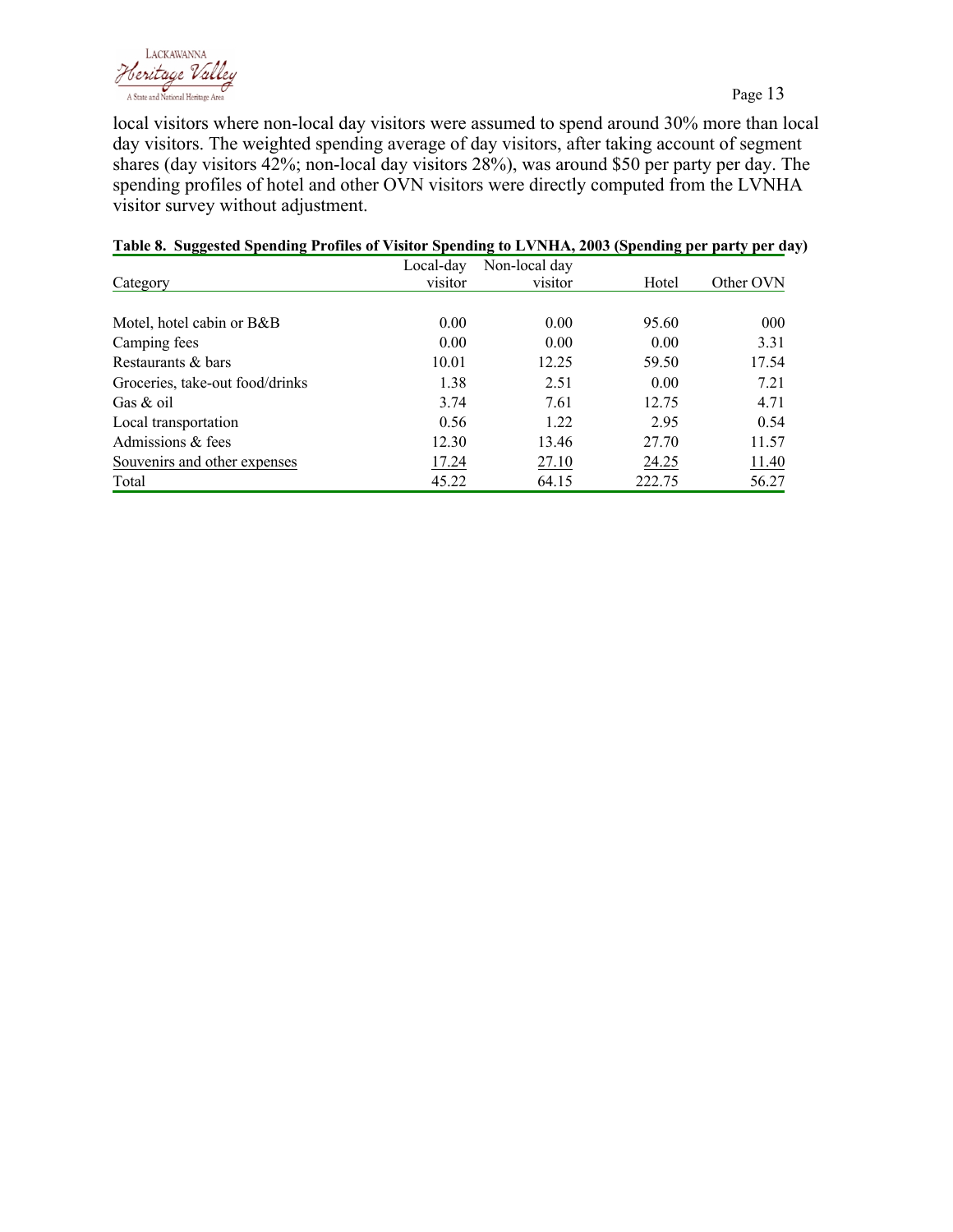local visitors where non-local day visitors were assumed to spend around 30% more than local day visitors. The weighted spending average of day visitors, after taking account of segment shares (day visitors 42%; non-local day visitors 28%), was around $50 per party per day. The spending profiles of hotel and other OVN visitors were directly computed from the LVNHA visitor survey without adjustment.

**Table 8. Suggested Spending Profiles of Visitor Spending to LVNHA, 2003 (Spending per party per day)**

| Category | Local-day visitor | Non-local day visitor | Hotel | Other OVN |
|---|---|---|---|---|
| Motel, hotel cabin or B&B | 0.00 | 0.00 | 95.60 | 000 |
| Camping fees | 0.00 | 0.00 | 0.00 | 3.31 |
| Restaurants & bars | 10.01 | 12.25 | 59.50 | 17.54 |
| Groceries, take-out food/drinks | 1.38 | 2.51 | 0.00 | 7.21 |
| Gas & oil | 3.74 | 7.61 | 12.75 | 4.71 |
| Local transportation | 0.56 | 1.22 | 2.95 | 0.54 |
| Admissions & fees | 12.30 | 13.46 | 27.70 | 11.57 |
| Souvenirs and other expenses | 17.24 | 27.10 | 24.25 | 11.40 |
| Total | 45.22 | 64.15 | 222.75 | 56.27 |